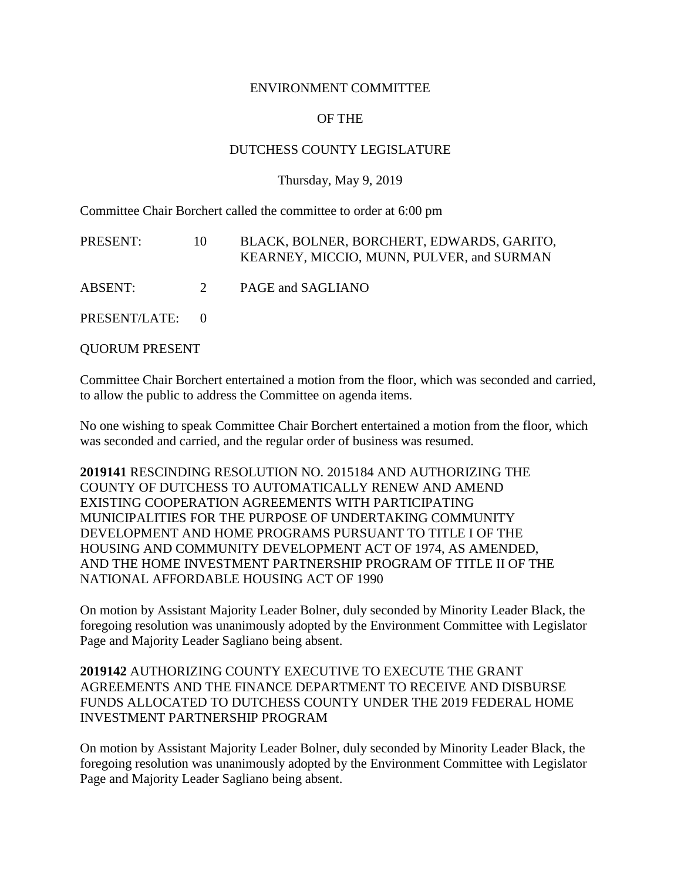# ENVIRONMENT COMMITTEE

## OF THE

## DUTCHESS COUNTY LEGISLATURE

Thursday, May 9, 2019

Committee Chair Borchert called the committee to order at 6:00 pm

| | | |
|---|---|---|
| PRESENT: | 10 | BLACK, BOLNER, BORCHERT, EDWARDS, GARITO, KEARNEY, MICCIO, MUNN, PULVER, and SURMAN |
| ABSENT: | 2 | PAGE and SAGLIANO |
| PRESENT/LATE: | 0 | |

QUORUM PRESENT

Committee Chair Borchert entertained a motion from the floor, which was seconded and carried, to allow the public to address the Committee on agenda items.

No one wishing to speak Committee Chair Borchert entertained a motion from the floor, which was seconded and carried, and the regular order of business was resumed.

**2019141** RESCINDING RESOLUTION NO. 2015184 AND AUTHORIZING THE COUNTY OF DUTCHESS TO AUTOMATICALLY RENEW AND AMEND EXISTING COOPERATION AGREEMENTS WITH PARTICIPATING MUNICIPALITIES FOR THE PURPOSE OF UNDERTAKING COMMUNITY DEVELOPMENT AND HOME PROGRAMS PURSUANT TO TITLE I OF THE HOUSING AND COMMUNITY DEVELOPMENT ACT OF 1974, AS AMENDED, AND THE HOME INVESTMENT PARTNERSHIP PROGRAM OF TITLE II OF THE NATIONAL AFFORDABLE HOUSING ACT OF 1990

On motion by Assistant Majority Leader Bolner, duly seconded by Minority Leader Black, the foregoing resolution was unanimously adopted by the Environment Committee with Legislator Page and Majority Leader Sagliano being absent.

**2019142** AUTHORIZING COUNTY EXECUTIVE TO EXECUTE THE GRANT AGREEMENTS AND THE FINANCE DEPARTMENT TO RECEIVE AND DISBURSE FUNDS ALLOCATED TO DUTCHESS COUNTY UNDER THE 2019 FEDERAL HOME INVESTMENT PARTNERSHIP PROGRAM

On motion by Assistant Majority Leader Bolner, duly seconded by Minority Leader Black, the foregoing resolution was unanimously adopted by the Environment Committee with Legislator Page and Majority Leader Sagliano being absent.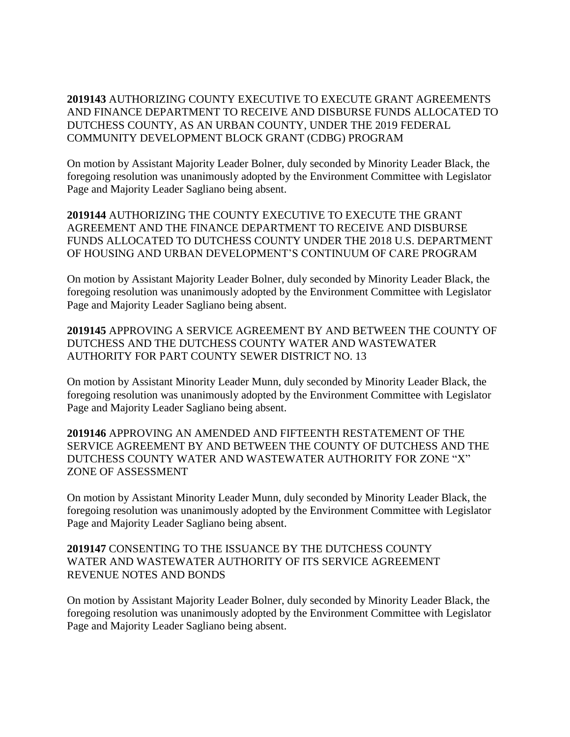**2019143** AUTHORIZING COUNTY EXECUTIVE TO EXECUTE GRANT AGREEMENTS AND FINANCE DEPARTMENT TO RECEIVE AND DISBURSE FUNDS ALLOCATED TO DUTCHESS COUNTY, AS AN URBAN COUNTY, UNDER THE 2019 FEDERAL COMMUNITY DEVELOPMENT BLOCK GRANT (CDBG) PROGRAM

On motion by Assistant Majority Leader Bolner, duly seconded by Minority Leader Black, the foregoing resolution was unanimously adopted by the Environment Committee with Legislator Page and Majority Leader Sagliano being absent.

**2019144** AUTHORIZING THE COUNTY EXECUTIVE TO EXECUTE THE GRANT AGREEMENT AND THE FINANCE DEPARTMENT TO RECEIVE AND DISBURSE FUNDS ALLOCATED TO DUTCHESS COUNTY UNDER THE 2018 U.S. DEPARTMENT OF HOUSING AND URBAN DEVELOPMENT'S CONTINUUM OF CARE PROGRAM

On motion by Assistant Majority Leader Bolner, duly seconded by Minority Leader Black, the foregoing resolution was unanimously adopted by the Environment Committee with Legislator Page and Majority Leader Sagliano being absent.

**2019145** APPROVING A SERVICE AGREEMENT BY AND BETWEEN THE COUNTY OF DUTCHESS AND THE DUTCHESS COUNTY WATER AND WASTEWATER AUTHORITY FOR PART COUNTY SEWER DISTRICT NO. 13

On motion by Assistant Minority Leader Munn, duly seconded by Minority Leader Black, the foregoing resolution was unanimously adopted by the Environment Committee with Legislator Page and Majority Leader Sagliano being absent.

**2019146** APPROVING AN AMENDED AND FIFTEENTH RESTATEMENT OF THE SERVICE AGREEMENT BY AND BETWEEN THE COUNTY OF DUTCHESS AND THE DUTCHESS COUNTY WATER AND WASTEWATER AUTHORITY FOR ZONE "X" ZONE OF ASSESSMENT

On motion by Assistant Minority Leader Munn, duly seconded by Minority Leader Black, the foregoing resolution was unanimously adopted by the Environment Committee with Legislator Page and Majority Leader Sagliano being absent.

**2019147** CONSENTING TO THE ISSUANCE BY THE DUTCHESS COUNTY WATER AND WASTEWATER AUTHORITY OF ITS SERVICE AGREEMENT REVENUE NOTES AND BONDS

On motion by Assistant Majority Leader Bolner, duly seconded by Minority Leader Black, the foregoing resolution was unanimously adopted by the Environment Committee with Legislator Page and Majority Leader Sagliano being absent.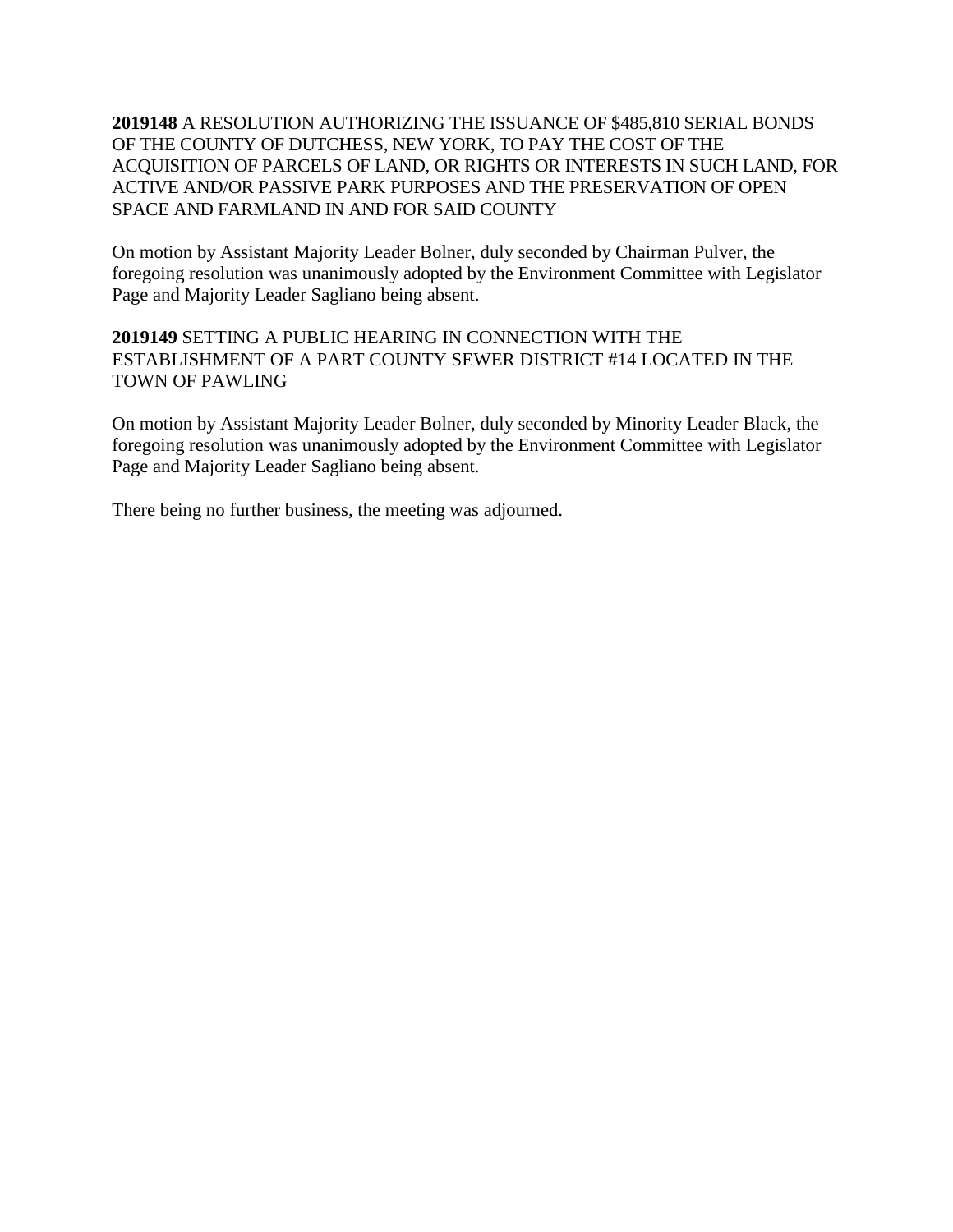**2019148** A RESOLUTION AUTHORIZING THE ISSUANCE OF $485,810 SERIAL BONDS OF THE COUNTY OF DUTCHESS, NEW YORK, TO PAY THE COST OF THE ACQUISITION OF PARCELS OF LAND, OR RIGHTS OR INTERESTS IN SUCH LAND, FOR ACTIVE AND/OR PASSIVE PARK PURPOSES AND THE PRESERVATION OF OPEN SPACE AND FARMLAND IN AND FOR SAID COUNTY

On motion by Assistant Majority Leader Bolner, duly seconded by Chairman Pulver, the foregoing resolution was unanimously adopted by the Environment Committee with Legislator Page and Majority Leader Sagliano being absent.

**2019149** SETTING A PUBLIC HEARING IN CONNECTION WITH THE ESTABLISHMENT OF A PART COUNTY SEWER DISTRICT #14 LOCATED IN THE TOWN OF PAWLING

On motion by Assistant Majority Leader Bolner, duly seconded by Minority Leader Black, the foregoing resolution was unanimously adopted by the Environment Committee with Legislator Page and Majority Leader Sagliano being absent.

There being no further business, the meeting was adjourned.